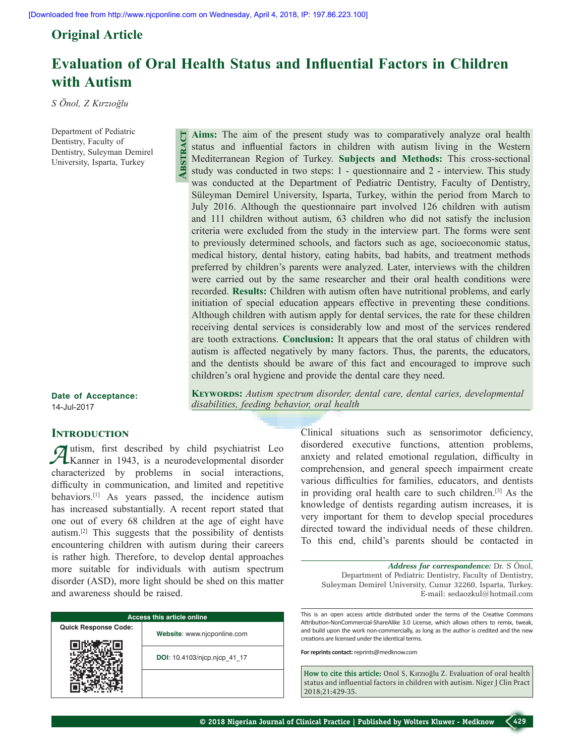Original Article

# Evaluation of Oral Health Status and Influential Factors in Children with Autism

*S Önol, Z Kırzıoğlu*

Department of Pediatric Dentistry, Faculty of Dentistry, Suleyman Demirel University, Isparta, Turkey

## Abstract

**Aims:** The aim of the present study was to comparatively analyze oral health status and influential factors in children with autism living in the Western Mediterranean Region of Turkey. **Subjects and Methods:** This cross-sectional study was conducted in two steps: 1 - questionnaire and 2 - interview. This study was conducted at the Department of Pediatric Dentistry, Faculty of Dentistry, Süleyman Demirel University, Isparta, Turkey, within the period from March to July 2016. Although the questionnaire part involved 126 children with autism and 111 children without autism, 63 children who did not satisfy the inclusion criteria were excluded from the study in the interview part. The forms were sent to previously determined schools, and factors such as age, socioeconomic status, medical history, dental history, eating habits, bad habits, and treatment methods preferred by children's parents were analyzed. Later, interviews with the children were carried out by the same researcher and their oral health conditions were recorded. **Results:** Children with autism often have nutritional problems, and early initiation of special education appears effective in preventing these conditions. Although children with autism apply for dental services, the rate for these children receiving dental services is considerably low and most of the services rendered are tooth extractions. **Conclusion:** It appears that the oral status of children with autism is affected negatively by many factors. Thus, the parents, the educators, and the dentists should be aware of this fact and encouraged to improve such children's oral hygiene and provide the dental care they need.

**Keywords:** *Autism spectrum disorder, dental care, dental caries, developmental disabilities, feeding behavior, oral health*

**Date of Acceptance:**
14-Jul-2017

## Introduction

Autism, first described by child psychiatrist Leo Kanner in 1943, is a neurodevelopmental disorder characterized by problems in social interactions, difficulty in communication, and limited and repetitive behaviors.[1] As years passed, the incidence autism has increased substantially. A recent report stated that one out of every 68 children at the age of eight have autism.[2] This suggests that the possibility of dentists encountering children with autism during their careers is rather high. Therefore, to develop dental approaches more suitable for individuals with autism spectrum disorder (ASD), more light should be shed on this matter and awareness should be raised.

Clinical situations such as sensorimotor deficiency, disordered executive functions, attention problems, anxiety and related emotional regulation, difficulty in comprehension, and general speech impairment create various difficulties for families, educators, and dentists in providing oral health care to such children.[3] As the knowledge of dentists regarding autism increases, it is very important for them to develop special procedures directed toward the individual needs of these children. To this end, child's parents should be contacted in

| Access this article online | |
|---|---|
| Quick Response Code: | Website: www.njcponline.com |
| | DOI: 10.4103/njcp.njcp_41_17 |

*Address for correspondence:* Dr. S Önol, Department of Pediatric Dentistry, Faculty of Dentistry, Suleyman Demirel University, Cunur 32260, Isparta, Turkey. E-mail: sedaozkul@hotmail.com

This is an open access article distributed under the terms of the Creative Commons Attribution-NonCommercial-ShareAlike 3.0 License, which allows others to remix, tweak, and build upon the work non-commercially, as long as the author is credited and the new creations are licensed under the identical terms.

For reprints contact: reprints@medknow.com

**How to cite this article:** Onol S, Kırzıoğlu Z. Evaluation of oral health status and influential factors in children with autism. Niger J Clin Pract 2018;21:429-35.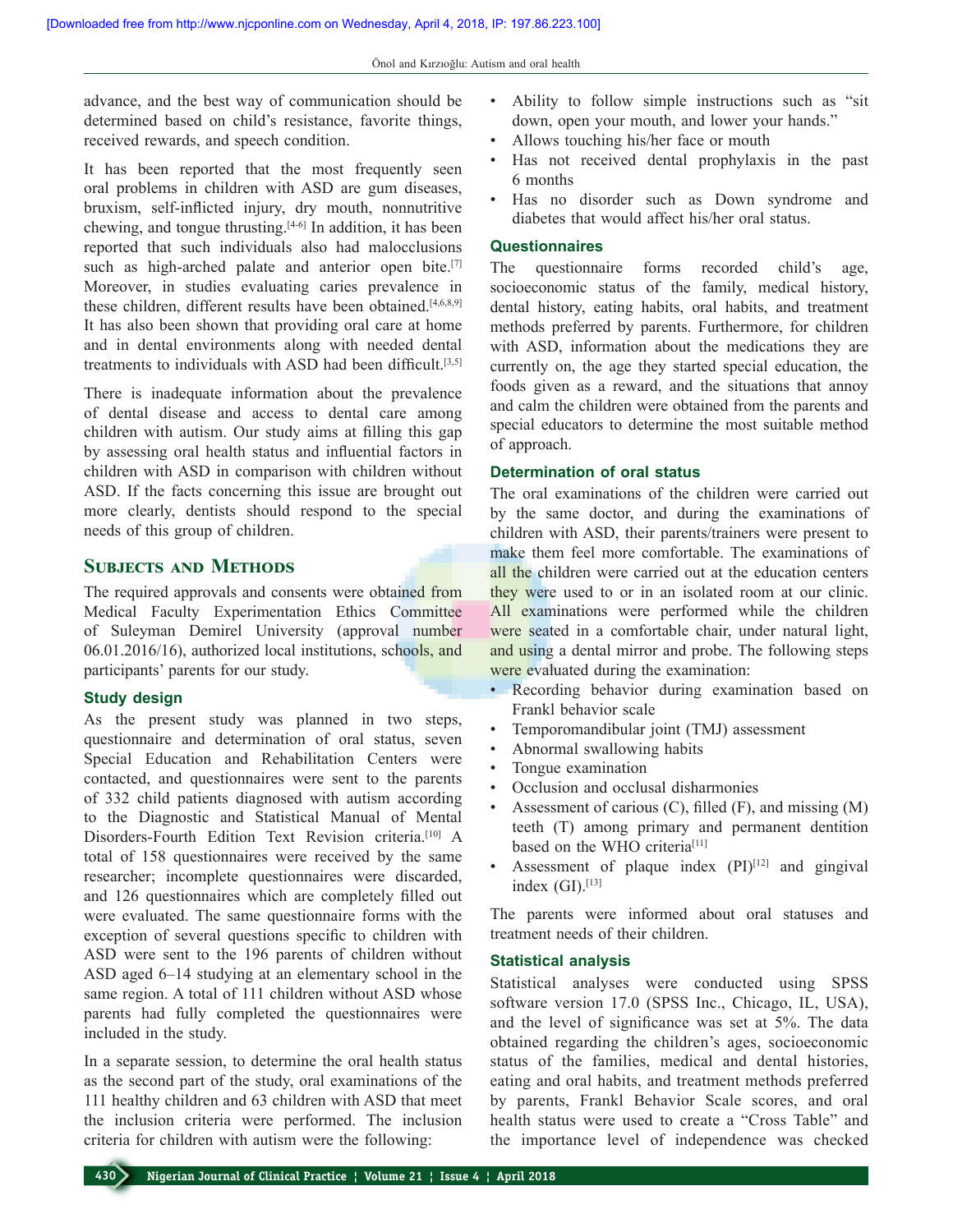advance, and the best way of communication should be determined based on child's resistance, favorite things, received rewards, and speech condition.

It has been reported that the most frequently seen oral problems in children with ASD are gum diseases, bruxism, self‑inflicted injury, dry mouth, nonnutritive chewing, and tongue thrusting.[4-6] In addition, it has been reported that such individuals also had malocclusions such as high‑arched palate and anterior open bite.[7] Moreover, in studies evaluating caries prevalence in these children, different results have been obtained.[4,6,8,9] It has also been shown that providing oral care at home and in dental environments along with needed dental treatments to individuals with ASD had been difficult.[3,5]

There is inadequate information about the prevalence of dental disease and access to dental care among children with autism. Our study aims at filling this gap by assessing oral health status and influential factors in children with ASD in comparison with children without ASD. If the facts concerning this issue are brought out more clearly, dentists should respond to the special needs of this group of children.

## Subjects and Methods

The required approvals and consents were obtained from Medical Faculty Experimentation Ethics Committee of Suleyman Demirel University (approval number 06.01.2016/16), authorized local institutions, schools, and participants' parents for our study.

### Study design

As the present study was planned in two steps, questionnaire and determination of oral status, seven Special Education and Rehabilitation Centers were contacted, and questionnaires were sent to the parents of 332 child patients diagnosed with autism according to the Diagnostic and Statistical Manual of Mental Disorders‑Fourth Edition Text Revision criteria.[10] A total of 158 questionnaires were received by the same researcher; incomplete questionnaires were discarded, and 126 questionnaires which are completely filled out were evaluated. The same questionnaire forms with the exception of several questions specific to children with ASD were sent to the 196 parents of children without ASD aged 6–14 studying at an elementary school in the same region. A total of 111 children without ASD whose parents had fully completed the questionnaires were included in the study.

In a separate session, to determine the oral health status as the second part of the study, oral examinations of the 111 healthy children and 63 children with ASD that meet the inclusion criteria were performed. The inclusion criteria for children with autism were the following:

- Ability to follow simple instructions such as "sit down, open your mouth, and lower your hands."
- Allows touching his/her face or mouth
- Has not received dental prophylaxis in the past 6 months
- Has no disorder such as Down syndrome and diabetes that would affect his/her oral status.

### Questionnaires

The questionnaire forms recorded child's age, socioeconomic status of the family, medical history, dental history, eating habits, oral habits, and treatment methods preferred by parents. Furthermore, for children with ASD, information about the medications they are currently on, the age they started special education, the foods given as a reward, and the situations that annoy and calm the children were obtained from the parents and special educators to determine the most suitable method of approach.

### Determination of oral status

The oral examinations of the children were carried out by the same doctor, and during the examinations of children with ASD, their parents/trainers were present to make them feel more comfortable. The examinations of all the children were carried out at the education centers they were used to or in an isolated room at our clinic. All examinations were performed while the children were seated in a comfortable chair, under natural light, and using a dental mirror and probe. The following steps were evaluated during the examination:

- Recording behavior during examination based on Frankl behavior scale
- Temporomandibular joint (TMJ) assessment
- Abnormal swallowing habits
- Tongue examination
- Occlusion and occlusal disharmonies
- Assessment of carious (C), filled (F), and missing (M) teeth (T) among primary and permanent dentition based on the WHO criteria[11]
- Assessment of plaque index (PI)[12] and gingival index (GI).[13]

The parents were informed about oral statuses and treatment needs of their children.

### Statistical analysis

Statistical analyses were conducted using SPSS software version 17.0 (SPSS Inc., Chicago, IL, USA), and the level of significance was set at 5%. The data obtained regarding the children's ages, socioeconomic status of the families, medical and dental histories, eating and oral habits, and treatment methods preferred by parents, Frankl Behavior Scale scores, and oral health status were used to create a "Cross Table" and the importance level of independence was checked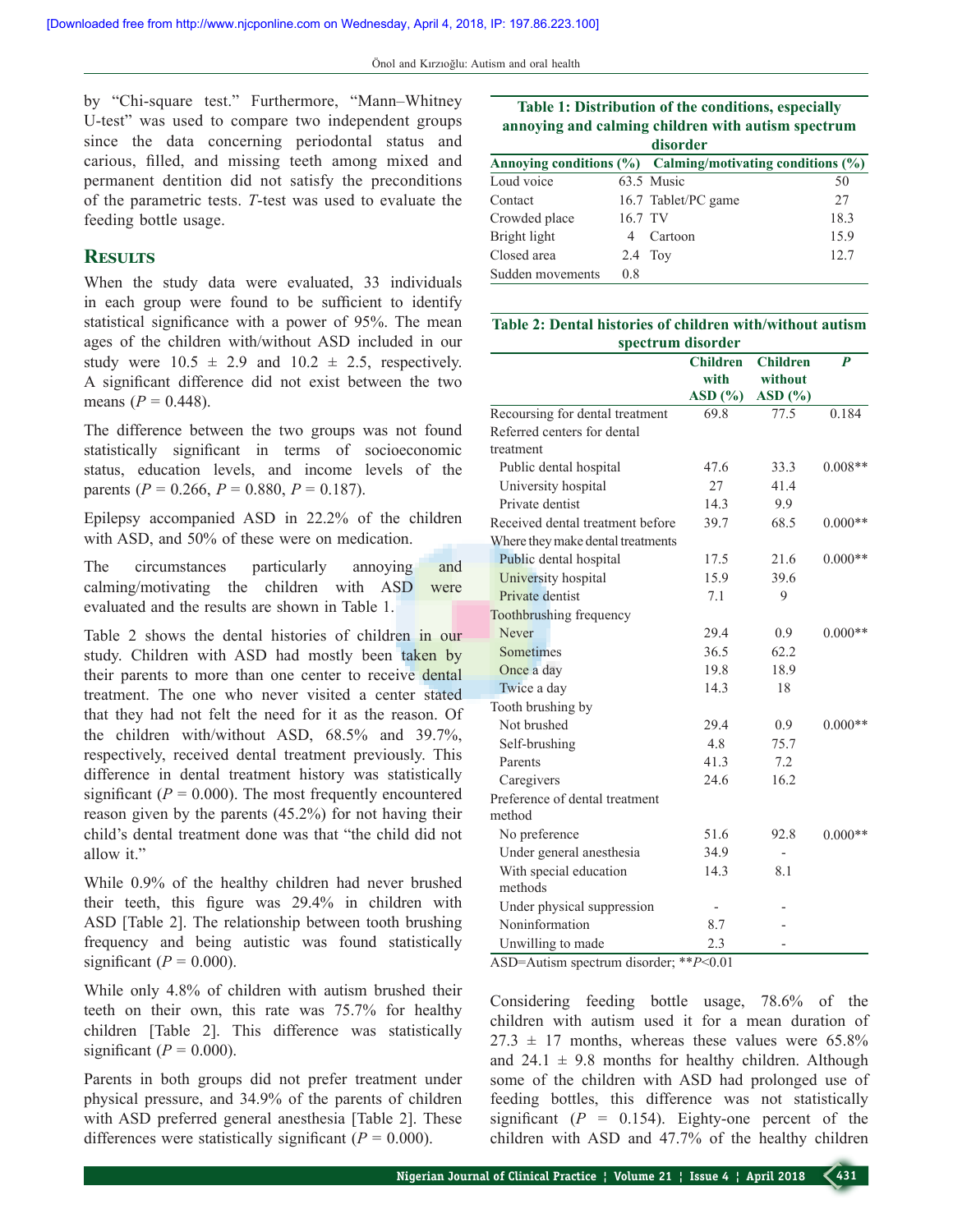by "Chi-square test." Furthermore, "Mann–Whitney U-test" was used to compare two independent groups since the data concerning periodontal status and carious, filled, and missing teeth among mixed and permanent dentition did not satisfy the preconditions of the parametric tests. *T*-test was used to evaluate the feeding bottle usage.

## Results

When the study data were evaluated, 33 individuals in each group were found to be sufficient to identify statistical significance with a power of 95%. The mean ages of the children with/without ASD included in our study were 10.5 ± 2.9 and 10.2 ± 2.5, respectively. A significant difference did not exist between the two means ($P = 0.448$).

The difference between the two groups was not found statistically significant in terms of socioeconomic status, education levels, and income levels of the parents ($P = 0.266$, $P = 0.880$, $P = 0.187$).

Epilepsy accompanied ASD in 22.2% of the children with ASD, and 50% of these were on medication.

The circumstances particularly annoying and calming/motivating the children with ASD were evaluated and the results are shown in Table 1.

**Table 1: Distribution of the conditions, especially annoying and calming children with autism spectrum disorder**

| Annoying conditions (%) | | Calming/motivating conditions (%) | |
|---|---|---|---|
| Loud voice | 63.5 | Music | 50 |
| Contact | 16.7 | Tablet/PC game | 27 |
| Crowded place | 16.7 | TV | 18.3 |
| Bright light | 4 | Cartoon | 15.9 |
| Closed area | 2.4 | Toy | 12.7 |
| Sudden movements | 0.8 | | |

Table 2 shows the dental histories of children in our study. Children with ASD had mostly been taken by their parents to more than one center to receive dental treatment. The one who never visited a center stated that they had not felt the need for it as the reason. Of the children with/without ASD, 68.5% and 39.7%, respectively, received dental treatment previously. This difference in dental treatment history was statistically significant ($P = 0.000$). The most frequently encountered reason given by the parents (45.2%) for not having their child's dental treatment done was that "the child did not allow it."

While 0.9% of the healthy children had never brushed their teeth, this figure was 29.4% in children with ASD [Table 2]. The relationship between tooth brushing frequency and being autistic was found statistically significant ($P = 0.000$).

While only 4.8% of children with autism brushed their teeth on their own, this rate was 75.7% for healthy children [Table 2]. This difference was statistically significant ($P = 0.000$).

Parents in both groups did not prefer treatment under physical pressure, and 34.9% of the parents of children with ASD preferred general anesthesia [Table 2]. These differences were statistically significant ($P = 0.000$).

**Table 2: Dental histories of children with/without autism spectrum disorder**

| | Children with ASD (%) | Children without ASD (%) | *P* |
|---|---|---|---|
| Recoursing for dental treatment | 69.8 | 77.5 | 0.184 |
| Referred centers for dental treatment | | | |
| Public dental hospital | 47.6 | 33.3 | 0.008** |
| University hospital | 27 | 41.4 | |
| Private dentist | 14.3 | 9.9 | |
| Received dental treatment before | 39.7 | 68.5 | 0.000** |
| Where they make dental treatments | | | |
| Public dental hospital | 17.5 | 21.6 | 0.000** |
| University hospital | 15.9 | 39.6 | |
| Private dentist | 7.1 | 9 | |
| Toothbrushing frequency | | | |
| Never | 29.4 | 0.9 | 0.000** |
| Sometimes | 36.5 | 62.2 | |
| Once a day | 19.8 | 18.9 | |
| Twice a day | 14.3 | 18 | |
| Tooth brushing by | | | |
| Not brushed | 29.4 | 0.9 | 0.000** |
| Self-brushing | 4.8 | 75.7 | |
| Parents | 41.3 | 7.2 | |
| Caregivers | 24.6 | 16.2 | |
| Preference of dental treatment method | | | |
| No preference | 51.6 | 92.8 | 0.000** |
| Under general anesthesia | 34.9 | - | |
| With special education methods | 14.3 | 8.1 | |
| Under physical suppression | - | - | |
| Noninformation | 8.7 | - | |
| Unwilling to made | 2.3 | - | |

ASD=Autism spectrum disorder; **$P<0.01$

Considering feeding bottle usage, 78.6% of the children with autism used it for a mean duration of 27.3 ± 17 months, whereas these values were 65.8% and 24.1 ± 9.8 months for healthy children. Although some of the children with ASD had prolonged use of feeding bottles, this difference was not statistically significant ($P = 0.154$). Eighty-one percent of the children with ASD and 47.7% of the healthy children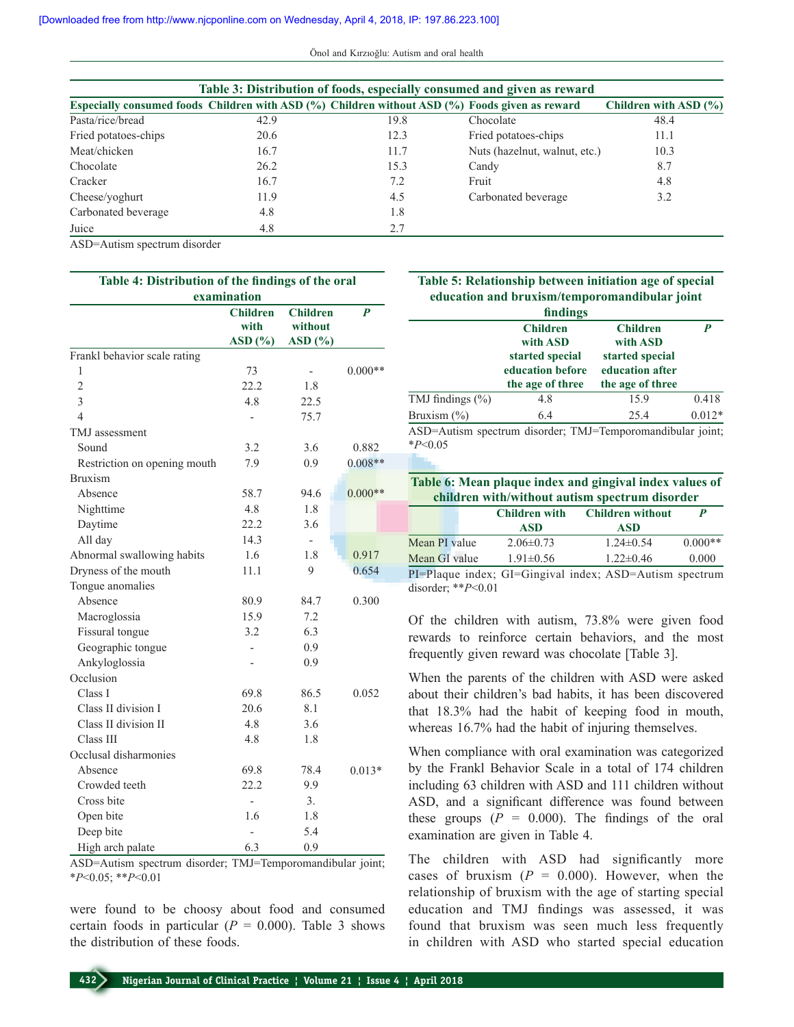**Table 3: Distribution of foods, especially consumed and given as reward**

| Especially consumed foods | Children with ASD (%) | Children without ASD (%) | Foods given as reward | Children with ASD (%) |
|---|---|---|---|---|
| Pasta/rice/bread | 42.9 | 19.8 | Chocolate | 48.4 |
| Fried potatoes-chips | 20.6 | 12.3 | Fried potatoes-chips | 11.1 |
| Meat/chicken | 16.7 | 11.7 | Nuts (hazelnut, walnut, etc.) | 10.3 |
| Chocolate | 26.2 | 15.3 | Candy | 8.7 |
| Cracker | 16.7 | 7.2 | Fruit | 4.8 |
| Cheese/yoghurt | 11.9 | 4.5 | Carbonated beverage | 3.2 |
| Carbonated beverage | 4.8 | 1.8 | | |
| Juice | 4.8 | 2.7 | | |

ASD=Autism spectrum disorder

**Table 4: Distribution of the findings of the oral examination**

| | Children with ASD (%) | Children without ASD (%) | P |
|---|---|---|---|
| Frankl behavior scale rating | | | |
| 1 | 73 | - | 0.000** |
| 2 | 22.2 | 1.8 | |
| 3 | 4.8 | 22.5 | |
| 4 | - | 75.7 | |
| TMJ assessment | | | |
| Sound | 3.2 | 3.6 | 0.882 |
| Restriction on opening mouth | 7.9 | 0.9 | 0.008** |
| Bruxism | | | |
| Absence | 58.7 | 94.6 | 0.000** |
| Nighttime | 4.8 | 1.8 | |
| Daytime | 22.2 | 3.6 | |
| All day | 14.3 | - | |
| Abnormal swallowing habits | 1.6 | 1.8 | 0.917 |
| Dryness of the mouth | 11.1 | 9 | 0.654 |
| Tongue anomalies | | | |
| Absence | 80.9 | 84.7 | 0.300 |
| Macroglossia | 15.9 | 7.2 | |
| Fissural tongue | 3.2 | 6.3 | |
| Geographic tongue | - | 0.9 | |
| Ankyloglossia | - | 0.9 | |
| Occlusion | | | |
| Class I | 69.8 | 86.5 | 0.052 |
| Class II division I | 20.6 | 8.1 | |
| Class II division II | 4.8 | 3.6 | |
| Class III | 4.8 | 1.8 | |
| Occlusal disharmonies | | | |
| Absence | 69.8 | 78.4 | 0.013* |
| Crowded teeth | 22.2 | 9.9 | |
| Cross bite | - | 3. | |
| Open bite | 1.6 | 1.8 | |
| Deep bite | - | 5.4 | |
| High arch palate | 6.3 | 0.9 | |

ASD=Autism spectrum disorder; TMJ=Temporomandibular joint; *$P<0.05$; **$P<0.01$

were found to be choosy about food and consumed certain foods in particular ($P = 0.000$). Table 3 shows the distribution of these foods.

**Table 5: Relationship between initiation age of special education and bruxism/temporomandibular joint findings**

| | Children with ASD started special education before the age of three | Children with ASD started special education after the age of three | P |
|---|---|---|---|
| TMJ findings (%) | 4.8 | 15.9 | 0.418 |
| Bruxism (%) | 6.4 | 25.4 | 0.012* |

ASD=Autism spectrum disorder; TMJ=Temporomandibular joint; *$P<0.05$

**Table 6: Mean plaque index and gingival index values of children with/without autism spectrum disorder**

| | Children with ASD | Children without ASD | P |
|---|---|---|---|
| Mean PI value | 2.06±0.73 | 1.24±0.54 | 0.000** |
| Mean GI value | 1.91±0.56 | 1.22±0.46 | 0.000 |

PI=Plaque index; GI=Gingival index; ASD=Autism spectrum disorder; **$P<0.01$

Of the children with autism, 73.8% were given food rewards to reinforce certain behaviors, and the most frequently given reward was chocolate [Table 3].

When the parents of the children with ASD were asked about their children's bad habits, it has been discovered that 18.3% had the habit of keeping food in mouth, whereas 16.7% had the habit of injuring themselves.

When compliance with oral examination was categorized by the Frankl Behavior Scale in a total of 174 children including 63 children with ASD and 111 children without ASD, and a significant difference was found between these groups ($P = 0.000$). The findings of the oral examination are given in Table 4.

The children with ASD had significantly more cases of bruxism ($P = 0.000$). However, when the relationship of bruxism with the age of starting special education and TMJ findings was assessed, it was found that bruxism was seen much less frequently in children with ASD who started special education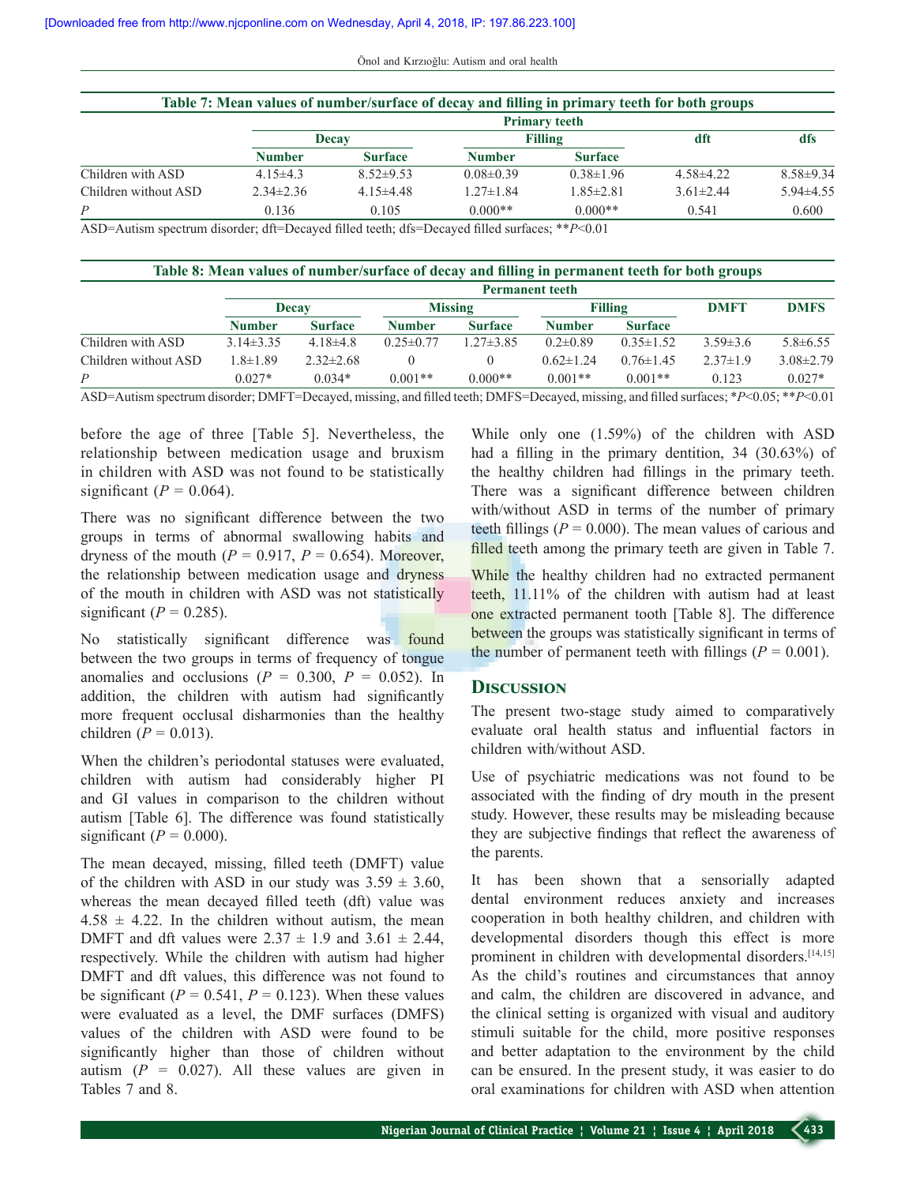**Table 7: Mean values of number/surface of decay and filling in primary teeth for both groups**

| | Primary teeth | | | | | |
|---|---|---|---|---|---|---|
| | Decay | | Filling | | dft | dfs |
| | Number | Surface | Number | Surface | | |
| Children with ASD | 4.15±4.3 | 8.52±9.53 | 0.08±0.39 | 0.38±1.96 | 4.58±4.22 | 8.58±9.34 |
| Children without ASD | 2.34±2.36 | 4.15±4.48 | 1.27±1.84 | 1.85±2.81 | 3.61±2.44 | 5.94±4.55 |
| *P* | 0.136 | 0.105 | 0.000** | 0.000** | 0.541 | 0.600 |

ASD=Autism spectrum disorder; dft=Decayed filled teeth; dfs=Decayed filled surfaces; \*\*$P<0.01$

**Table 8: Mean values of number/surface of decay and filling in permanent teeth for both groups**

| | Permanent teeth | | | | | | | |
|---|---|---|---|---|---|---|---|---|
| | Decay | | Missing | | Filling | | DMFT | DMFS |
| | Number | Surface | Number | Surface | Number | Surface | | |
| Children with ASD | 3.14±3.35 | 4.18±4.8 | 0.25±0.77 | 1.27±3.85 | 0.2±0.89 | 0.35±1.52 | 3.59±3.6 | 5.8±6.55 |
| Children without ASD | 1.8±1.89 | 2.32±2.68 | 0 | 0 | 0.62±1.24 | 0.76±1.45 | 2.37±1.9 | 3.08±2.79 |
| *P* | 0.027* | 0.034* | 0.001** | 0.000** | 0.001** | 0.001** | 0.123 | 0.027* |

ASD=Autism spectrum disorder; DMFT=Decayed, missing, and filled teeth; DMFS=Decayed, missing, and filled surfaces; \*$P<0.05$; \*\*$P<0.01$

before the age of three [Table 5]. Nevertheless, the relationship between medication usage and bruxism in children with ASD was not found to be statistically significant ($P = 0.064$).

There was no significant difference between the two groups in terms of abnormal swallowing habits and dryness of the mouth ($P = 0.917$, $P = 0.654$). Moreover, the relationship between medication usage and dryness of the mouth in children with ASD was not statistically significant ($P = 0.285$).

No statistically significant difference was found between the two groups in terms of frequency of tongue anomalies and occlusions ($P = 0.300$, $P = 0.052$). In addition, the children with autism had significantly more frequent occlusal disharmonies than the healthy children ($P = 0.013$).

When the children's periodontal statuses were evaluated, children with autism had considerably higher PI and GI values in comparison to the children without autism [Table 6]. The difference was found statistically significant ($P = 0.000$).

The mean decayed, missing, filled teeth (DMFT) value of the children with ASD in our study was 3.59 ± 3.60, whereas the mean decayed filled teeth (dft) value was 4.58 ± 4.22. In the children without autism, the mean DMFT and dft values were 2.37 ± 1.9 and 3.61 ± 2.44, respectively. While the children with autism had higher DMFT and dft values, this difference was not found to be significant ($P = 0.541$, $P = 0.123$). When these values were evaluated as a level, the DMF surfaces (DMFS) values of the children with ASD were found to be significantly higher than those of children without autism ($P = 0.027$). All these values are given in Tables 7 and 8.

While only one (1.59%) of the children with ASD had a filling in the primary dentition, 34 (30.63%) of the healthy children had fillings in the primary teeth. There was a significant difference between children with/without ASD in terms of the number of primary teeth fillings ($P = 0.000$). The mean values of carious and filled teeth among the primary teeth are given in Table 7.

While the healthy children had no extracted permanent teeth, 11.11% of the children with autism had at least one extracted permanent tooth [Table 8]. The difference between the groups was statistically significant in terms of the number of permanent teeth with fillings ($P = 0.001$).

## Discussion

The present two-stage study aimed to comparatively evaluate oral health status and influential factors in children with/without ASD.

Use of psychiatric medications was not found to be associated with the finding of dry mouth in the present study. However, these results may be misleading because they are subjective findings that reflect the awareness of the parents.

It has been shown that a sensorially adapted dental environment reduces anxiety and increases cooperation in both healthy children, and children with developmental disorders though this effect is more prominent in children with developmental disorders.[14,15] As the child's routines and circumstances that annoy and calm, the children are discovered in advance, and the clinical setting is organized with visual and auditory stimuli suitable for the child, more positive responses and better adaptation to the environment by the child can be ensured. In the present study, it was easier to do oral examinations for children with ASD when attention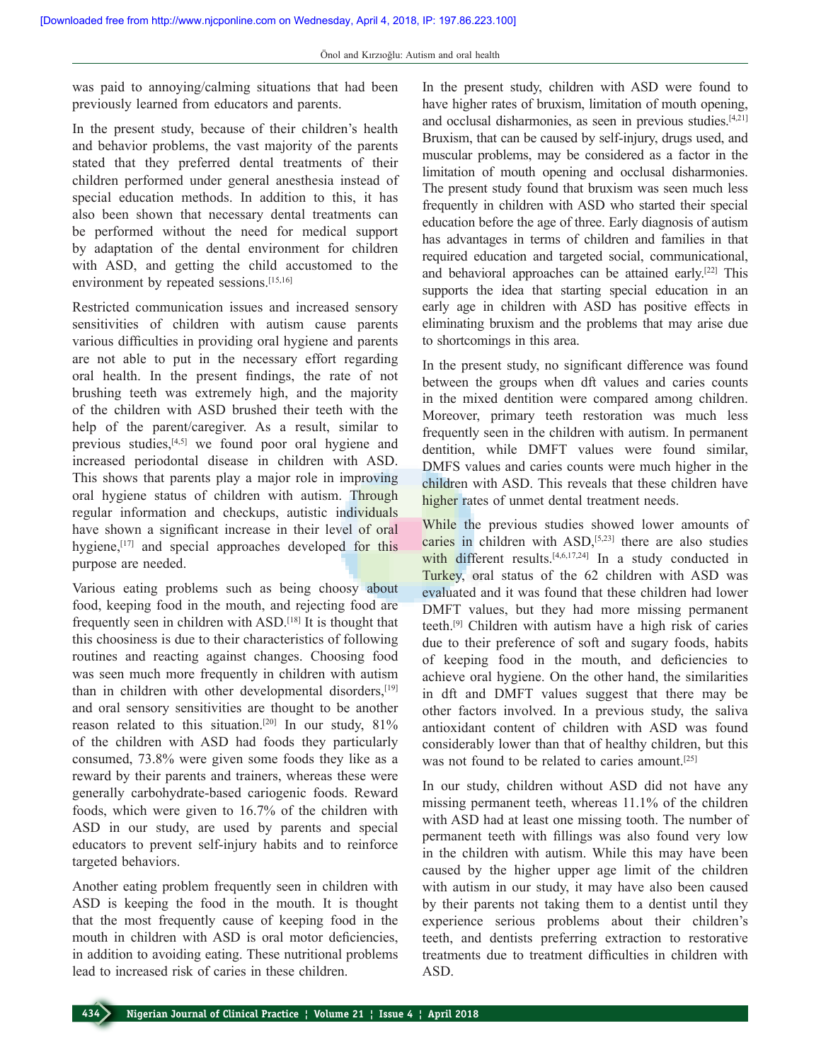was paid to annoying/calming situations that had been previously learned from educators and parents.

In the present study, because of their children's health and behavior problems, the vast majority of the parents stated that they preferred dental treatments of their children performed under general anesthesia instead of special education methods. In addition to this, it has also been shown that necessary dental treatments can be performed without the need for medical support by adaptation of the dental environment for children with ASD, and getting the child accustomed to the environment by repeated sessions.[15,16]

Restricted communication issues and increased sensory sensitivities of children with autism cause parents various difficulties in providing oral hygiene and parents are not able to put in the necessary effort regarding oral health. In the present findings, the rate of not brushing teeth was extremely high, and the majority of the children with ASD brushed their teeth with the help of the parent/caregiver. As a result, similar to previous studies,[4,5] we found poor oral hygiene and increased periodontal disease in children with ASD. This shows that parents play a major role in improving oral hygiene status of children with autism. Through regular information and checkups, autistic individuals have shown a significant increase in their level of oral hygiene,[17] and special approaches developed for this purpose are needed.

Various eating problems such as being choosy about food, keeping food in the mouth, and rejecting food are frequently seen in children with ASD.[18] It is thought that this choosiness is due to their characteristics of following routines and reacting against changes. Choosing food was seen much more frequently in children with autism than in children with other developmental disorders,[19] and oral sensory sensitivities are thought to be another reason related to this situation.[20] In our study, 81% of the children with ASD had foods they particularly consumed, 73.8% were given some foods they like as a reward by their parents and trainers, whereas these were generally carbohydrate-based cariogenic foods. Reward foods, which were given to 16.7% of the children with ASD in our study, are used by parents and special educators to prevent self-injury habits and to reinforce targeted behaviors.

Another eating problem frequently seen in children with ASD is keeping the food in the mouth. It is thought that the most frequently cause of keeping food in the mouth in children with ASD is oral motor deficiencies, in addition to avoiding eating. These nutritional problems lead to increased risk of caries in these children.

In the present study, children with ASD were found to have higher rates of bruxism, limitation of mouth opening, and occlusal disharmonies, as seen in previous studies.[4,21] Bruxism, that can be caused by self-injury, drugs used, and muscular problems, may be considered as a factor in the limitation of mouth opening and occlusal disharmonies. The present study found that bruxism was seen much less frequently in children with ASD who started their special education before the age of three. Early diagnosis of autism has advantages in terms of children and families in that required education and targeted social, communicational, and behavioral approaches can be attained early.[22] This supports the idea that starting special education in an early age in children with ASD has positive effects in eliminating bruxism and the problems that may arise due to shortcomings in this area.

In the present study, no significant difference was found between the groups when dft values and caries counts in the mixed dentition were compared among children. Moreover, primary teeth restoration was much less frequently seen in the children with autism. In permanent dentition, while DMFT values were found similar, DMFS values and caries counts were much higher in the children with ASD. This reveals that these children have higher rates of unmet dental treatment needs.

While the previous studies showed lower amounts of caries in children with ASD,[5,23] there are also studies with different results.[4,6,17,24] In a study conducted in Turkey, oral status of the 62 children with ASD was evaluated and it was found that these children had lower DMFT values, but they had more missing permanent teeth.[9] Children with autism have a high risk of caries due to their preference of soft and sugary foods, habits of keeping food in the mouth, and deficiencies to achieve oral hygiene. On the other hand, the similarities in dft and DMFT values suggest that there may be other factors involved. In a previous study, the saliva antioxidant content of children with ASD was found considerably lower than that of healthy children, but this was not found to be related to caries amount.[25]

In our study, children without ASD did not have any missing permanent teeth, whereas 11.1% of the children with ASD had at least one missing tooth. The number of permanent teeth with fillings was also found very low in the children with autism. While this may have been caused by the higher upper age limit of the children with autism in our study, it may have also been caused by their parents not taking them to a dentist until they experience serious problems about their children's teeth, and dentists preferring extraction to restorative treatments due to treatment difficulties in children with ASD.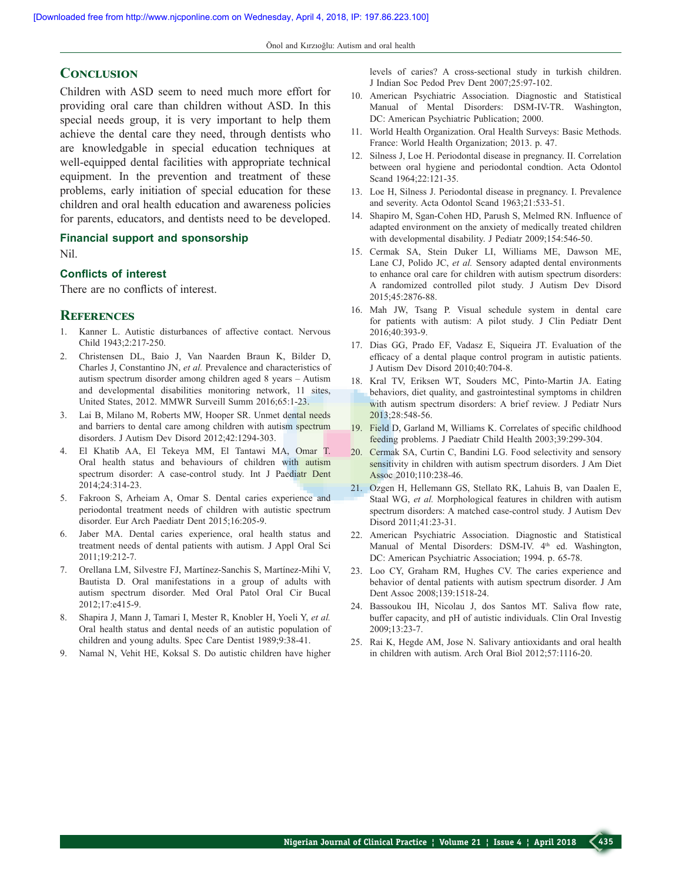## Conclusion

Children with ASD seem to need much more effort for providing oral care than children without ASD. In this special needs group, it is very important to help them achieve the dental care they need, through dentists who are knowledgable in special education techniques at well-equipped dental facilities with appropriate technical equipment. In the prevention and treatment of these problems, early initiation of special education for these children and oral health education and awareness policies for parents, educators, and dentists need to be developed.

### Financial support and sponsorship

Nil.

### Conflicts of interest

There are no conflicts of interest.

## References

1. Kanner L. Autistic disturbances of affective contact. Nervous Child 1943;2:217-250.
2. Christensen DL, Baio J, Van Naarden Braun K, Bilder D, Charles J, Constantino JN, *et al.* Prevalence and characteristics of autism spectrum disorder among children aged 8 years – Autism and developmental disabilities monitoring network, 11 sites, United States, 2012. MMWR Surveill Summ 2016;65:1-23.
3. Lai B, Milano M, Roberts MW, Hooper SR. Unmet dental needs and barriers to dental care among children with autism spectrum disorders. J Autism Dev Disord 2012;42:1294-303.
4. El Khatib AA, El Tekeya MM, El Tantawi MA, Omar T. Oral health status and behaviours of children with autism spectrum disorder: A case-control study. Int J Paediatr Dent 2014;24:314-23.
5. Fakroon S, Arheiam A, Omar S. Dental caries experience and periodontal treatment needs of children with autistic spectrum disorder. Eur Arch Paediatr Dent 2015;16:205-9.
6. Jaber MA. Dental caries experience, oral health status and treatment needs of dental patients with autism. J Appl Oral Sci 2011;19:212-7.
7. Orellana LM, Silvestre FJ, Martínez-Sanchis S, Martínez-Mihi V, Bautista D. Oral manifestations in a group of adults with autism spectrum disorder. Med Oral Patol Oral Cir Bucal 2012;17:e415-9.
8. Shapira J, Mann J, Tamari I, Mester R, Knobler H, Yoeli Y, *et al.* Oral health status and dental needs of an autistic population of children and young adults. Spec Care Dentist 1989;9:38-41.
9. Namal N, Vehit HE, Koksal S. Do autistic children have higher levels of caries? A cross-sectional study in turkish children. J Indian Soc Pedod Prev Dent 2007;25:97-102.
10. American Psychiatric Association. Diagnostic and Statistical Manual of Mental Disorders: DSM-IV-TR. Washington, DC: American Psychiatric Publication; 2000.
11. World Health Organization. Oral Health Surveys: Basic Methods. France: World Health Organization; 2013. p. 47.
12. Silness J, Loe H. Periodontal disease in pregnancy. II. Correlation between oral hygiene and periodontal condtion. Acta Odontol Scand 1964;22:121-35.
13. Loe H, Silness J. Periodontal disease in pregnancy. I. Prevalence and severity. Acta Odontol Scand 1963;21:533-51.
14. Shapiro M, Sgan-Cohen HD, Parush S, Melmed RN. Influence of adapted environment on the anxiety of medically treated children with developmental disability. J Pediatr 2009;154:546-50.
15. Cermak SA, Stein Duker LI, Williams ME, Dawson ME, Lane CJ, Polido JC, *et al.* Sensory adapted dental environments to enhance oral care for children with autism spectrum disorders: A randomized controlled pilot study. J Autism Dev Disord 2015;45:2876-88.
16. Mah JW, Tsang P. Visual schedule system in dental care for patients with autism: A pilot study. J Clin Pediatr Dent 2016;40:393-9.
17. Dias GG, Prado EF, Vadasz E, Siqueira JT. Evaluation of the efficacy of a dental plaque control program in autistic patients. J Autism Dev Disord 2010;40:704-8.
18. Kral TV, Eriksen WT, Souders MC, Pinto-Martin JA. Eating behaviors, diet quality, and gastrointestinal symptoms in children with autism spectrum disorders: A brief review. J Pediatr Nurs 2013;28:548-56.
19. Field D, Garland M, Williams K. Correlates of specific childhood feeding problems. J Paediatr Child Health 2003;39:299-304.
20. Cermak SA, Curtin C, Bandini LG. Food selectivity and sensory sensitivity in children with autism spectrum disorders. J Am Diet Assoc 2010;110:238-46.
21. Ozgen H, Hellemann GS, Stellato RK, Lahuis B, van Daalen E, Staal WG, *et al.* Morphological features in children with autism spectrum disorders: A matched case-control study. J Autism Dev Disord 2011;41:23-31.
22. American Psychiatric Association. Diagnostic and Statistical Manual of Mental Disorders: DSM-IV. 4th ed. Washington, DC: American Psychiatric Association; 1994. p. 65-78.
23. Loo CY, Graham RM, Hughes CV. The caries experience and behavior of dental patients with autism spectrum disorder. J Am Dent Assoc 2008;139:1518-24.
24. Bassoukou IH, Nicolau J, dos Santos MT. Saliva flow rate, buffer capacity, and pH of autistic individuals. Clin Oral Investig 2009;13:23-7.
25. Rai K, Hegde AM, Jose N. Salivary antioxidants and oral health in children with autism. Arch Oral Biol 2012;57:1116-20.